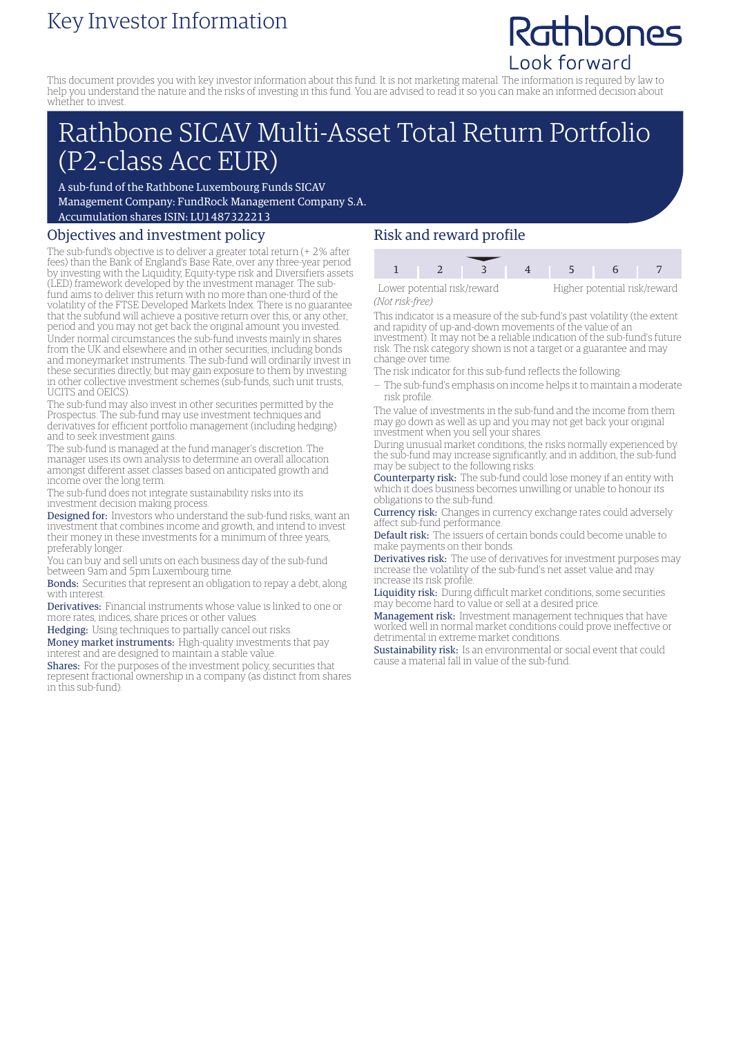# Key Investor Information

Rathbones
Look forward

This document provides you with key investor information about this fund. It is not marketing material. The information is required by law to help you understand the nature and the risks of investing in this fund. You are advised to read it so you can make an informed decision about whether to invest.

# Rathbone SICAV Multi-Asset Total Return Portfolio (P2-class Acc EUR)

A sub-fund of the Rathbone Luxembourg Funds SICAV
Management Company: FundRock Management Company S.A.
Accumulation shares ISIN: LU1487322213

## Objectives and investment policy

The sub-fund's objective is to deliver a greater total return (+ 2% after fees) than the Bank of England's Base Rate, over any three-year period by investing with the Liquidity, Equity-type risk and Diversifiers assets (LED) framework developed by the investment manager. The sub-fund aims to deliver this return with no more than one-third of the volatility of the FTSE Developed Markets Index. There is no guarantee that the subfund will achieve a positive return over this, or any other, period and you may not get back the original amount you invested.

Under normal circumstances the sub-fund invests mainly in shares from the UK and elsewhere and in other securities, including bonds and moneymarket instruments. The sub-fund will ordinarily invest in these securities directly, but may gain exposure to them by investing in other collective investment schemes (sub-funds, such unit trusts, UCITS and OEICS).

The sub-fund may also invest in other securities permitted by the Prospectus. The sub-fund may use investment techniques and derivatives for efficient portfolio management (including hedging) and to seek investment gains.

The sub-fund is managed at the fund manager's discretion. The manager uses its own analysis to determine an overall allocation amongst different asset classes based on anticipated growth and income over the long term.

The sub-fund does not integrate sustainability risks into its investment decision making process.

**Designed for:** Investors who understand the sub-fund risks, want an investment that combines income and growth, and intend to invest their money in these investments for a minimum of three years, preferably longer.

You can buy and sell units on each business day of the sub-fund between 9am and 5pm Luxembourg time.

**Bonds:** Securities that represent an obligation to repay a debt, along with interest.

**Derivatives:** Financial instruments whose value is linked to one or more rates, indices, share prices or other values.

**Hedging:** Using techniques to partially cancel out risks.

**Money market instruments:** High-quality investments that pay interest and are designed to maintain a stable value.

**Shares:** For the purposes of the investment policy, securities that represent fractional ownership in a company (as distinct from shares in this sub-fund).

## Risk and reward profile

| 1 | 2 | 3 | 4 | 5 | 6 | 7 |
|---|---|---|---|---|---|---|

(Indicated category: 3)

Lower potential risk/reward — Higher potential risk/reward
*(Not risk-free)*

This indicator is a measure of the sub-fund's past volatility (the extent and rapidity of up-and-down movements of the value of an investment). It may not be a reliable indication of the sub-fund's future risk. The risk category shown is not a target or a guarantee and may change over time.

The risk indicator for this sub-fund reflects the following:

– The sub-fund's emphasis on income helps it to maintain a moderate risk profile.

The value of investments in the sub-fund and the income from them may go down as well as up and you may not get back your original investment when you sell your shares.

During unusual market conditions, the risks normally experienced by the sub-fund may increase significantly, and in addition, the sub-fund may be subject to the following risks:

**Counterparty risk:** The sub-fund could lose money if an entity with which it does business becomes unwilling or unable to honour its obligations to the sub-fund.

**Currency risk:** Changes in currency exchange rates could adversely affect sub-fund performance.

**Default risk:** The issuers of certain bonds could become unable to make payments on their bonds.

**Derivatives risk:** The use of derivatives for investment purposes may increase the volatility of the sub-fund's net asset value and may increase its risk profile.

**Liquidity risk:** During difficult market conditions, some securities may become hard to value or sell at a desired price.

**Management risk:** Investment management techniques that have worked well in normal market conditions could prove ineffective or detrimental in extreme market conditions.

**Sustainability risk:** Is an environmental or social event that could cause a material fall in value of the sub-fund.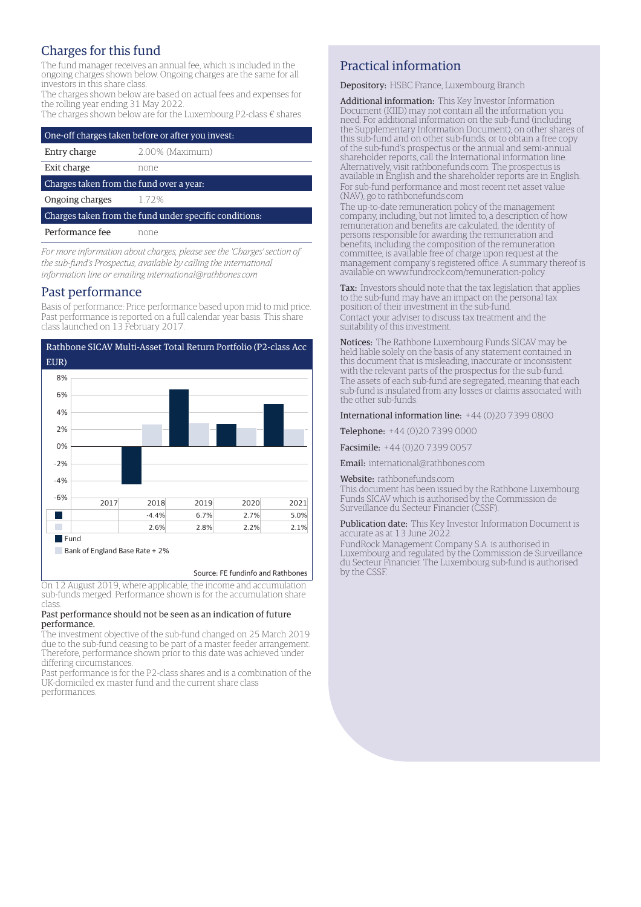## Charges for this fund

The fund manager receives an annual fee, which is included in the ongoing charges shown below. Ongoing charges are the same for all investors in this share class.
The charges shown below are based on actual fees and expenses for the rolling year ending 31 May 2022.
The charges shown below are for the Luxembourg P2-class € shares.

| One-off charges taken before or after you invest: | |
|---|---|
| Entry charge | 2.00% (Maximum) |
| Exit charge | none |
| **Charges taken from the fund over a year:** | |
| Ongoing charges | 1.72% |
| **Charges taken from the fund under specific conditions:** | |
| Performance fee | none |

*For more information about charges, please see the 'Charges' section of the sub-fund's Prospectus, available by calling the international information line or emailing international@rathbones.com*

## Past performance

Basis of performance: Price performance based upon mid to mid price. Past performance is reported on a full calendar year basis. This share class launched on 13 February 2017.

Rathbone SICAV Multi-Asset Total Return Portfolio (P2-class Acc EUR)

8%
6%
4%
2%
0%
-2%
-4%
-6%

2017 2018 2019 2020 2021
Fund: -4.4% 6.7% 2.7% 5.0%
Bank of England Base Rate + 2%: 2.6% 2.8% 2.2% 2.1%

Fund
Bank of England Base Rate + 2%

Source: FE fundinfo and Rathbones

On 12 August 2019, where applicable, the income and accumulation sub-funds merged. Performance shown is for the accumulation share class.

**Past performance should not be seen as an indication of future performance.**

The investment objective of the sub-fund changed on 25 March 2019 due to the sub-fund ceasing to be part of a master feeder arrangement. Therefore, performance shown prior to this date was achieved under differing circumstances.
Past performance is for the P2-class shares and is a combination of the UK-domiciled ex master fund and the current share class performances.

## Practical information

**Depository:** HSBC France, Luxembourg Branch

**Additional information:** This Key Investor Information Document (KIID) may not contain all the information you need. For additional information on the sub-fund (including the Supplementary Information Document), on other shares of this sub-fund and on other sub-funds, or to obtain a free copy of the sub-fund's prospectus or the annual and semi-annual shareholder reports, call the International information line. Alternatively, visit rathbonefunds.com. The prospectus is available in English and the shareholder reports are in English.
For sub-fund performance and most recent net asset value (NAV), go to rathbonefunds.com
The up-to-date remuneration policy of the management company, including, but not limited to, a description of how remuneration and benefits are calculated, the identity of persons responsible for awarding the remuneration and benefits, including the composition of the remuneration committee, is available free of charge upon request at the management company's registered office. A summary thereof is available on www.fundrock.com/remuneration-policy.

**Tax:** Investors should note that the tax legislation that applies to the sub-fund may have an impact on the personal tax position of their investment in the sub-fund.
Contact your adviser to discuss tax treatment and the suitability of this investment.

**Notices:** The Rathbone Luxembourg Funds SICAV may be held liable solely on the basis of any statement contained in this document that is misleading, inaccurate or inconsistent with the relevant parts of the prospectus for the sub-fund.
The assets of each sub-fund are segregated, meaning that each sub-fund is insulated from any losses or claims associated with the other sub-funds.

**International information line:** +44 (0)20 7399 0800

**Telephone:** +44 (0)20 7399 0000

**Facsimile:** +44 (0)20 7399 0057

**Email:** international@rathbones.com

**Website:** rathbonefunds.com
This document has been issued by the Rathbone Luxembourg Funds SICAV which is authorised by the Commission de Surveillance du Secteur Financier (CSSF).

**Publication date:** This Key Investor Information Document is accurate as at 13 June 2022.
FundRock Management Company S.A. is authorised in Luxembourg and regulated by the Commission de Surveillance du Secteur Financier. The Luxembourg sub-fund is authorised by the CSSF.